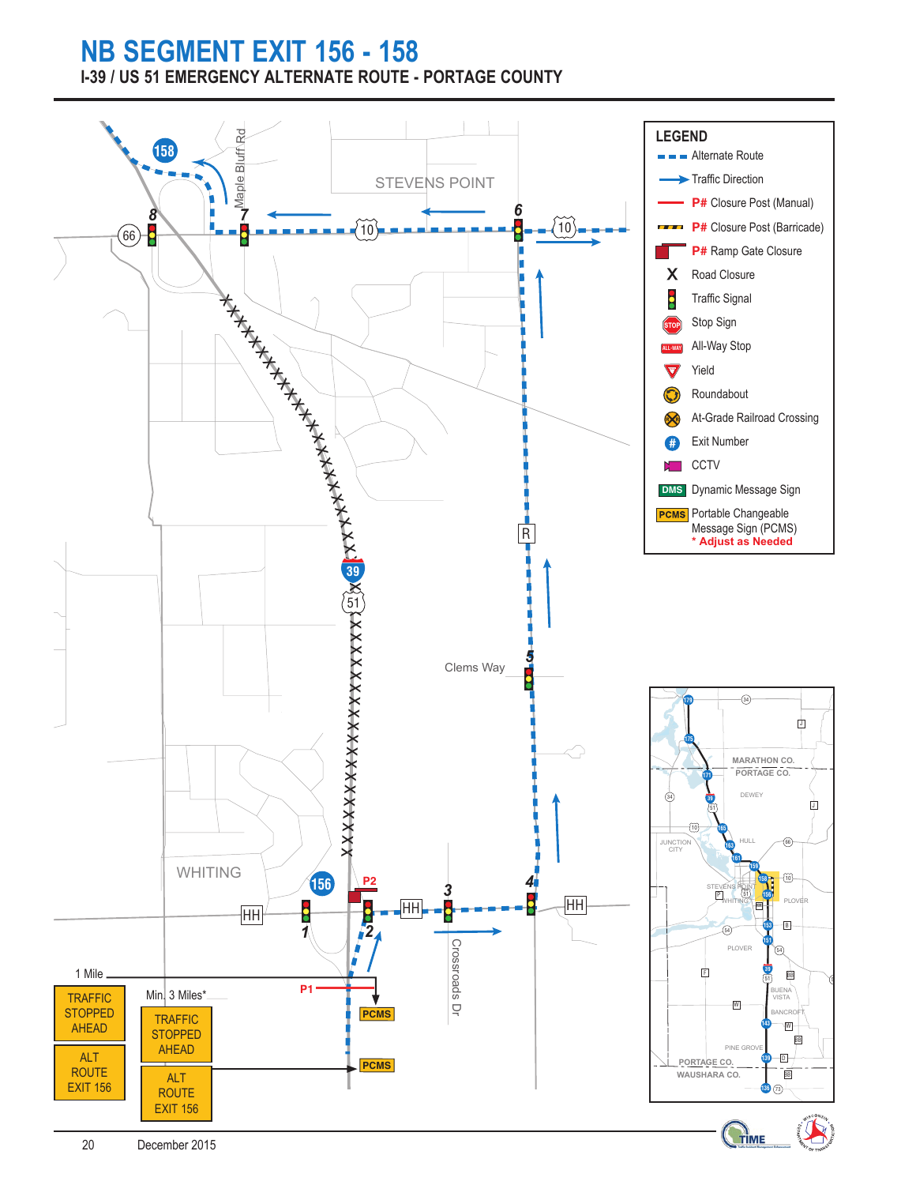# NB SEGMENT EXIT 156 - 158

## I-39 / US 51 EMERGENCY ALTERNATE ROUTE - PORTAGE COUNTY

STEVENS POINT

Maple Bluff Rd

Clems Way

WHITING

Crossroads Dr

1 Mile

Min. 3 Miles*

| TRAFFIC STOPPED AHEAD | TRAFFIC STOPPED AHEAD |
|---|---|
| ALT ROUTE EXIT 156 | ALT ROUTE EXIT 156 |

### LEGEND

- Alternate Route
- Traffic Direction
- P# Closure Post (Manual)
- P# Closure Post (Barricade)
- P# Ramp Gate Closure
- Road Closure
- Traffic Signal
- Stop Sign
- All-Way Stop
- Yield
- Roundabout
- At-Grade Railroad Crossing
- Exit Number
- CCTV
- DMS Dynamic Message Sign
- PCMS Portable Changeable Message Sign (PCMS)
  - * Adjust as Needed

December 2015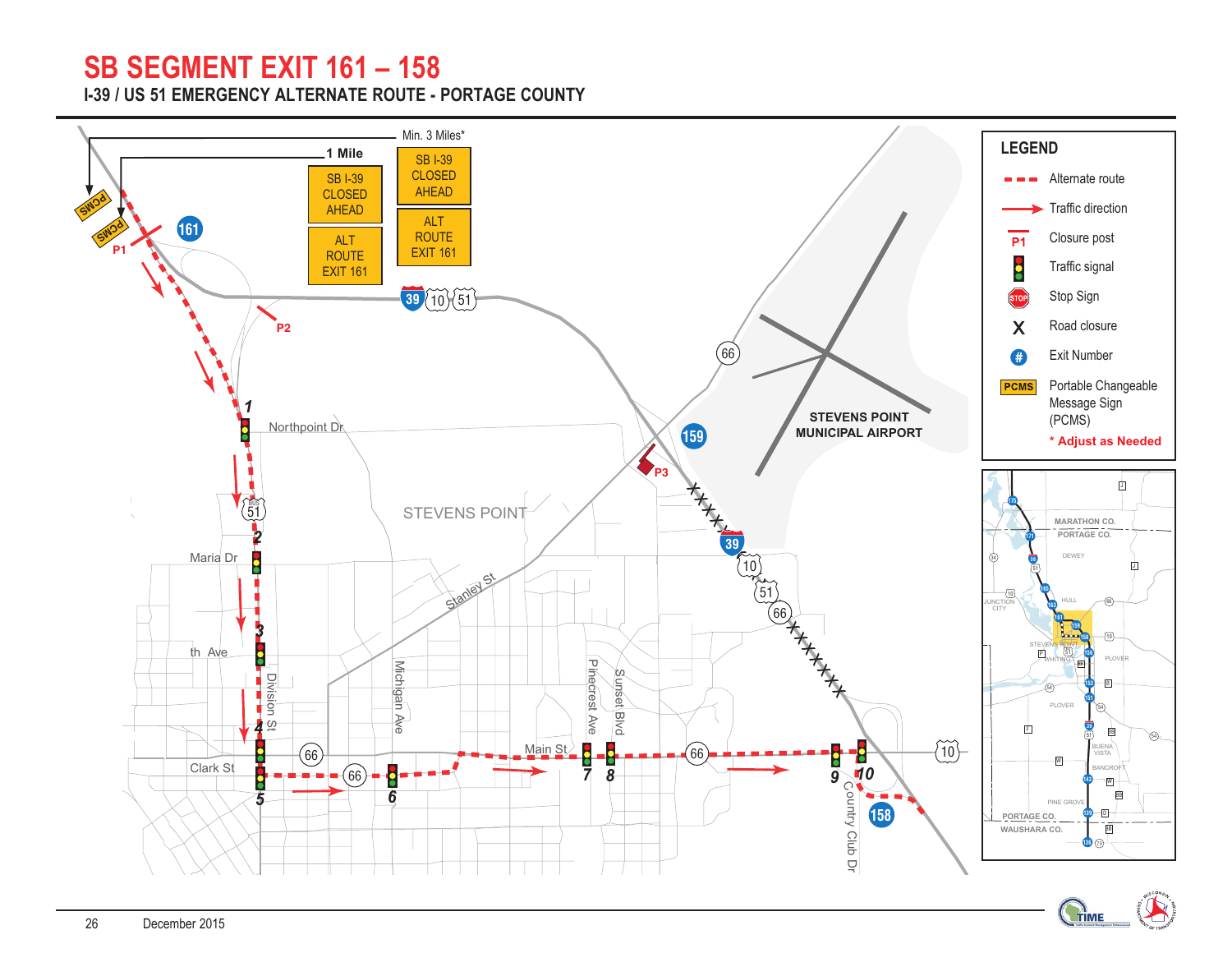# SB SEGMENT EXIT 161 – 158

## I-39 / US 51 EMERGENCY ALTERNATE ROUTE - PORTAGE COUNTY

Min. 3 Miles*

1 Mile

SB I-39 CLOSED AHEAD

ALT ROUTE EXIT 161

SB I-39 CLOSED AHEAD

ALT ROUTE EXIT 161

PCMS

PCMS

P1

161

P2

39 10 51

66

159

P3

STEVENS POINT MUNICIPAL AIRPORT

1

Northpoint Dr

BUS 51

STEVENS POINT

2

Maria Dr

39

10

51

Stanley St

66

3

th Ave

Division St

Michigan Ave

Pinecrest Ave

Sunset Blvd

4

66

Main St

66

Clark St

66

10

5

6

7

8

9

10

Country Club Dr

158

**LEGEND**

- Alternate route
- Traffic direction
- P1 Closure post
- Traffic signal
- Stop Sign
- X Road closure
- # Exit Number
- PCMS Portable Changeable Message Sign (PCMS)

\* Adjust as Needed

MARATHON CO.

PORTAGE CO.

DEWEY

JUNCTION CITY

HULL

STEVENS POINT

WHITING

PLOVER

PLOVER

BUENA VISTA

BANCROFT

PINE GROVE

PORTAGE CO.

WAUSHARA CO.

December 2015